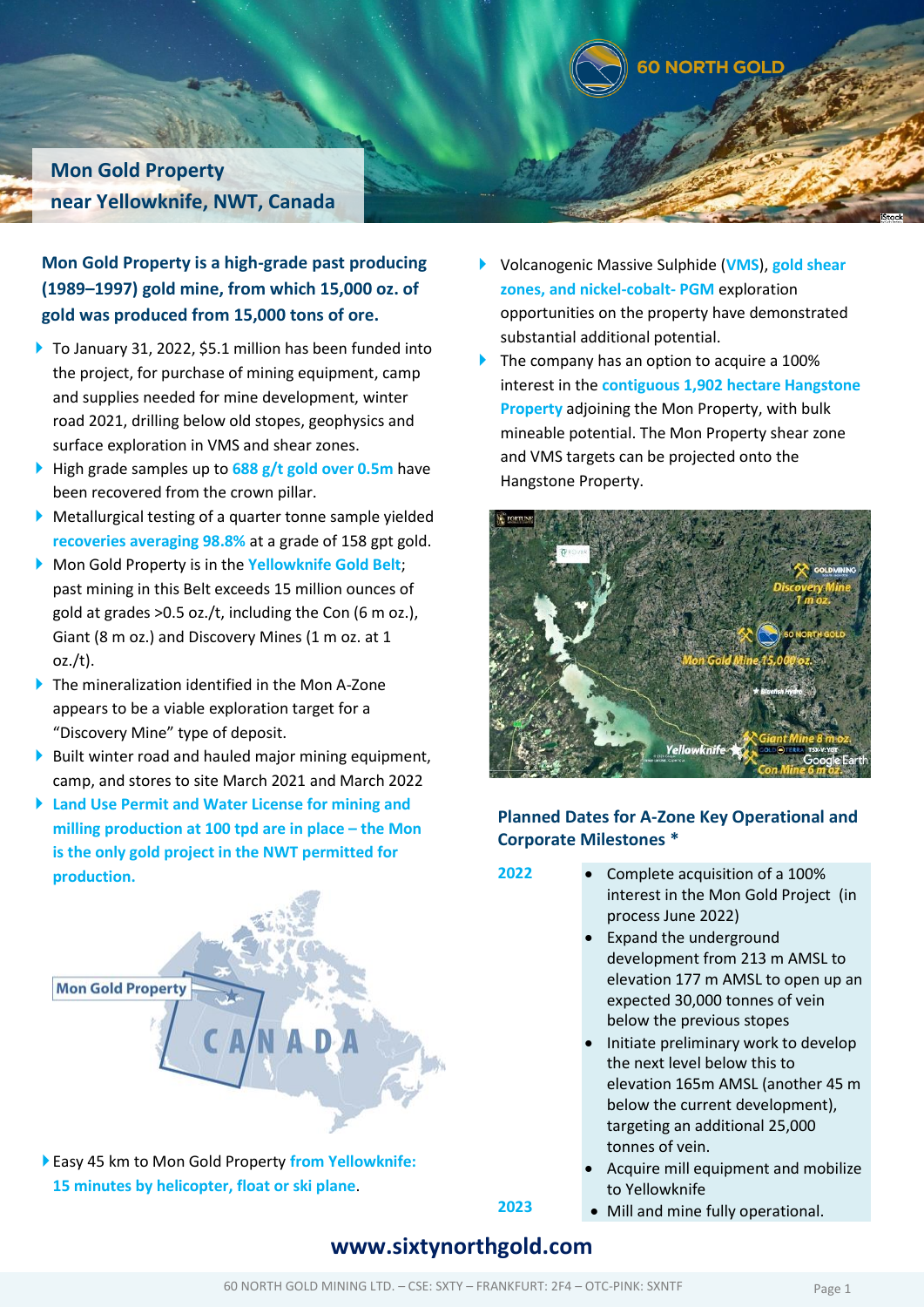# Mon Gold Property near Yellowknife, NWT, Canada

**Mon Gold Property is a high-grade past producing (1989–1997) gold mine, from which 15,000 oz. of gold was produced from 15,000 tons of ore.**

- To January 31, 2022, $5.1 million has been funded into the project, for purchase of mining equipment, camp and supplies needed for mine development, winter road 2021, drilling below old stopes, geophysics and surface exploration in VMS and shear zones.
- High grade samples up to **688 g/t gold over 0.5m** have been recovered from the crown pillar.
- Metallurgical testing of a quarter tonne sample yielded **recoveries averaging 98.8%** at a grade of 158 gpt gold.
- Mon Gold Property is in the **Yellowknife Gold Belt**; past mining in this Belt exceeds 15 million ounces of gold at grades >0.5 oz./t, including the Con (6 m oz.), Giant (8 m oz.) and Discovery Mines (1 m oz. at 1 oz./t).
- The mineralization identified in the Mon A-Zone appears to be a viable exploration target for a "Discovery Mine" type of deposit.
- Built winter road and hauled major mining equipment, camp, and stores to site March 2021 and March 2022
- **Land Use Permit and Water License for mining and milling production at 100 tpd are in place – the Mon is the only gold project in the NWT permitted for production.**

Mon Gold Property

- Easy 45 km to Mon Gold Property **from Yellowknife: 15 minutes by helicopter, float or ski plane**.

- Volcanogenic Massive Sulphide (**VMS**), **gold shear zones, and nickel-cobalt- PGM** exploration opportunities on the property have demonstrated substantial additional potential.
- The company has an option to acquire a 100% interest in the **contiguous 1,902 hectare Hangstone Property** adjoining the Mon Property, with bulk mineable potential. The Mon Property shear zone and VMS targets can be projected onto the Hangstone Property.

## Planned Dates for A-Zone Key Operational and Corporate Milestones *

| | |
|---|---|
| **2022** | • Complete acquisition of a 100% interest in the Mon Gold Project (in process June 2022)<br>• Expand the underground development from 213 m AMSL to elevation 177 m AMSL to open up an expected 30,000 tonnes of vein below the previous stopes<br>• Initiate preliminary work to develop the next level below this to elevation 165m AMSL (another 45 m below the current development), targeting an additional 25,000 tonnes of vein.<br>• Acquire mill equipment and mobilize to Yellowknife |
| **2023** | • Mill and mine fully operational. |

**www.sixtynorthgold.com**

60 NORTH GOLD MINING LTD. – CSE: SXTY – FRANKFURT: 2F4 – OTC-PINK: SXNTF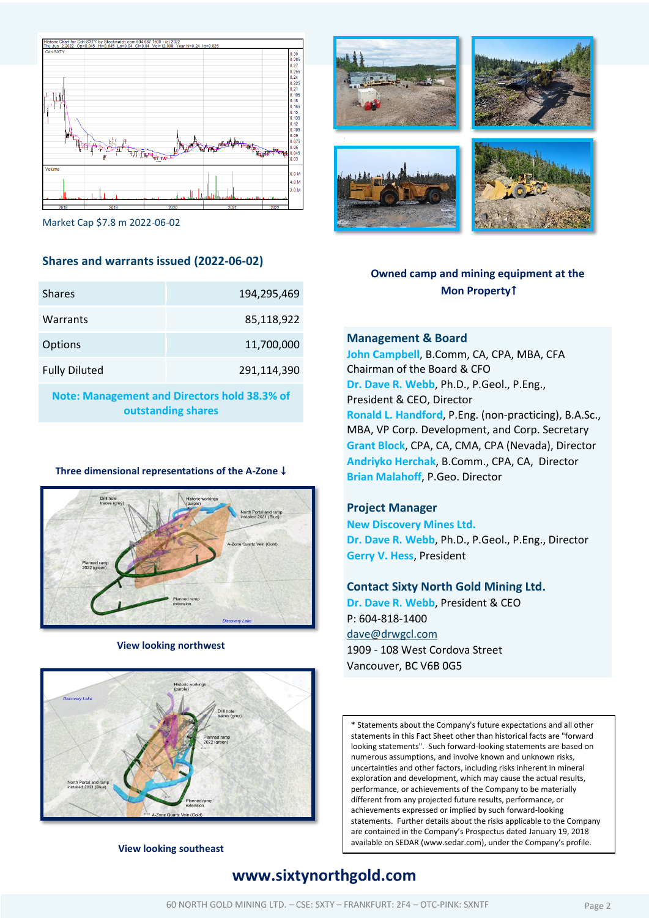Historic Chart for Cdn SXTY by Stockwatch.com 604 687 1500 - (c) 2022
Thu Jun 2 2022 Op=0.045 Hi=0.045 Lo=0.04 Cl=0.04 Vol=12,000 Year hi=0.24 lo=0.025
Cdn:SXTY
0.30
0.285
0.27
0.255
0.24
0.225
0.21
0.195
0.18
0.165
0.15
0.135
0.12
0.105
0.09
0.075
0.06
0.045
0.03
Volume
6.0 M
4.0 M
2.0 M
2018
2019
2020
2021
2022

Market Cap $7.8 m 2022-06-02

### Shares and warrants issued (2022-06-02)

| | |
|---|---|
| Shares | 194,295,469 |
| Warrants | 85,118,922 |
| Options | 11,700,000 |
| Fully Diluted | 291,114,390 |

**Note: Management and Directors hold 38.3% of outstanding shares**

**Three dimensional representations of the A-Zone ↓**

Drill hole traces (grey)
Historic workings (purple)
North Portal and ramp installed 2021 (Blue)
A-Zone Quartz Vein (Gold)
Planned ramp 2022 (green)
Planned ramp extension
Discovery Lake

**View looking northwest**

Historic workings (purple)
Discovery Lake
Drill hole traces (grey)
Planned ramp 2022 (green)
North Portal and ramp installed 2021 (Blue)
Planned ramp extension
A-Zone Quartz Vein (Gold)

**View looking southeast**

**Owned camp and mining equipment at the Mon Property↑**

### Management & Board

**John Campbell**, B.Comm, CA, CPA, MBA, CFA
Chairman of the Board & CFO
**Dr. Dave R. Webb**, Ph.D., P.Geol., P.Eng.,
President & CEO, Director
**Ronald L. Handford**, P.Eng. (non-practicing), B.A.Sc., MBA, VP Corp. Development, and Corp. Secretary
**Grant Block**, CPA, CA, CMA, CPA (Nevada), Director
**Andriyko Herchak**, B.Comm., CPA, CA, Director
**Brian Malahoff**, P.Geo. Director

### Project Manager

**New Discovery Mines Ltd.**
**Dr. Dave R. Webb**, Ph.D., P.Geol., P.Eng., Director
**Gerry V. Hess**, President

### Contact Sixty North Gold Mining Ltd.

**Dr. Dave R. Webb**, President & CEO
P: 604-818-1400
dave@drwgcl.com
1909 - 108 West Cordova Street
Vancouver, BC V6B 0G5

* Statements about the Company's future expectations and all other statements in this Fact Sheet other than historical facts are "forward looking statements". Such forward-looking statements are based on numerous assumptions, and involve known and unknown risks, uncertainties and other factors, including risks inherent in mineral exploration and development, which may cause the actual results, performance, or achievements of the Company to be materially different from any projected future results, performance, or achievements expressed or implied by such forward-looking statements. Further details about the risks applicable to the Company are contained in the Company's Prospectus dated January 19, 2018 available on SEDAR (www.sedar.com), under the Company's profile.

## www.sixtynorthgold.com